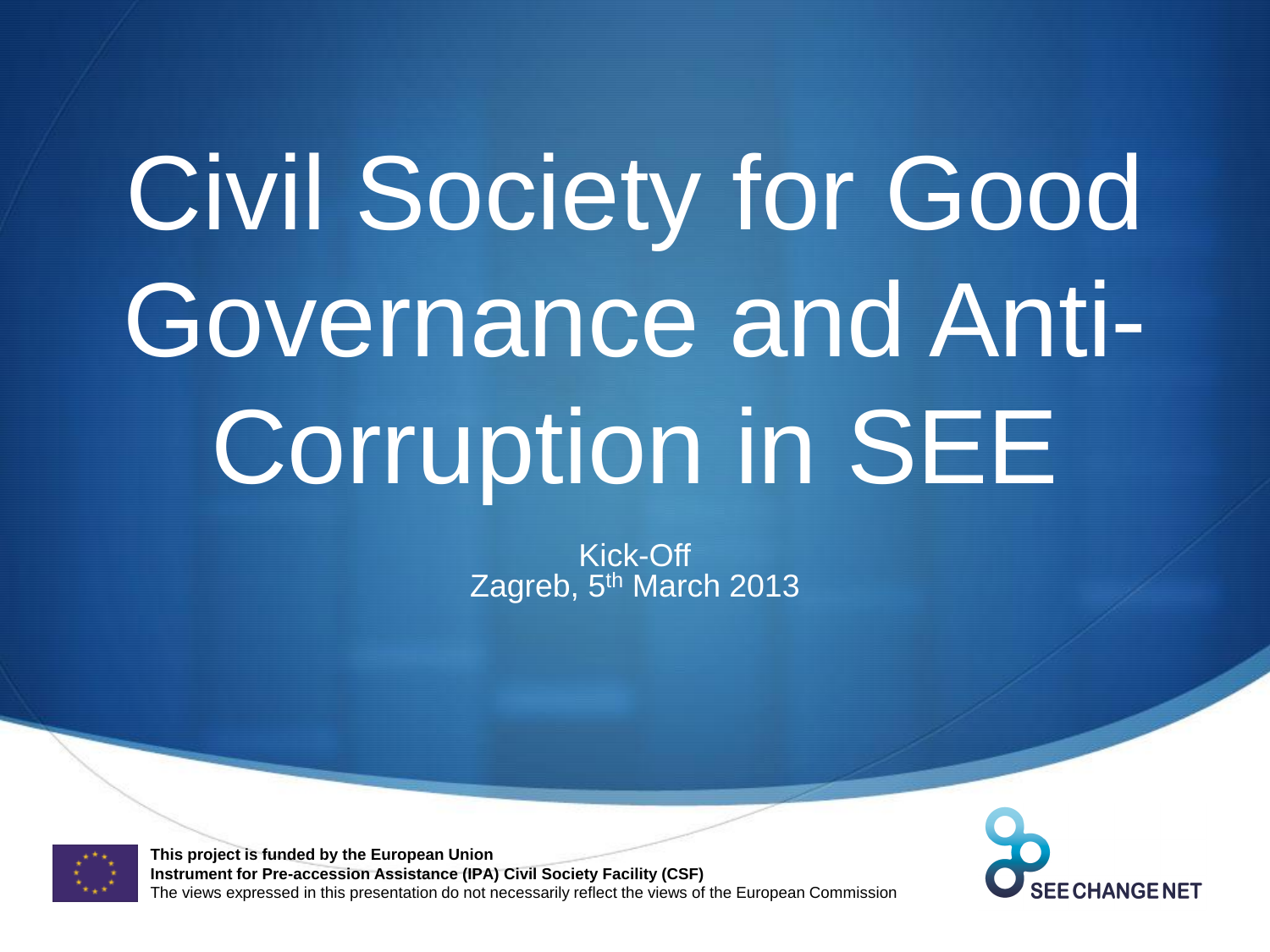# Civil Society for Good Governance and Anti-Corruption in SEE

Kick-Off
Zagreb, 5th March 2013

**This project is funded by the European Union**
**Instrument for Pre-accession Assistance (IPA) Civil Society Facility (CSF)**
The views expressed in this presentation do not necessarily reflect the views of the European Commission

SEE CHANGE NET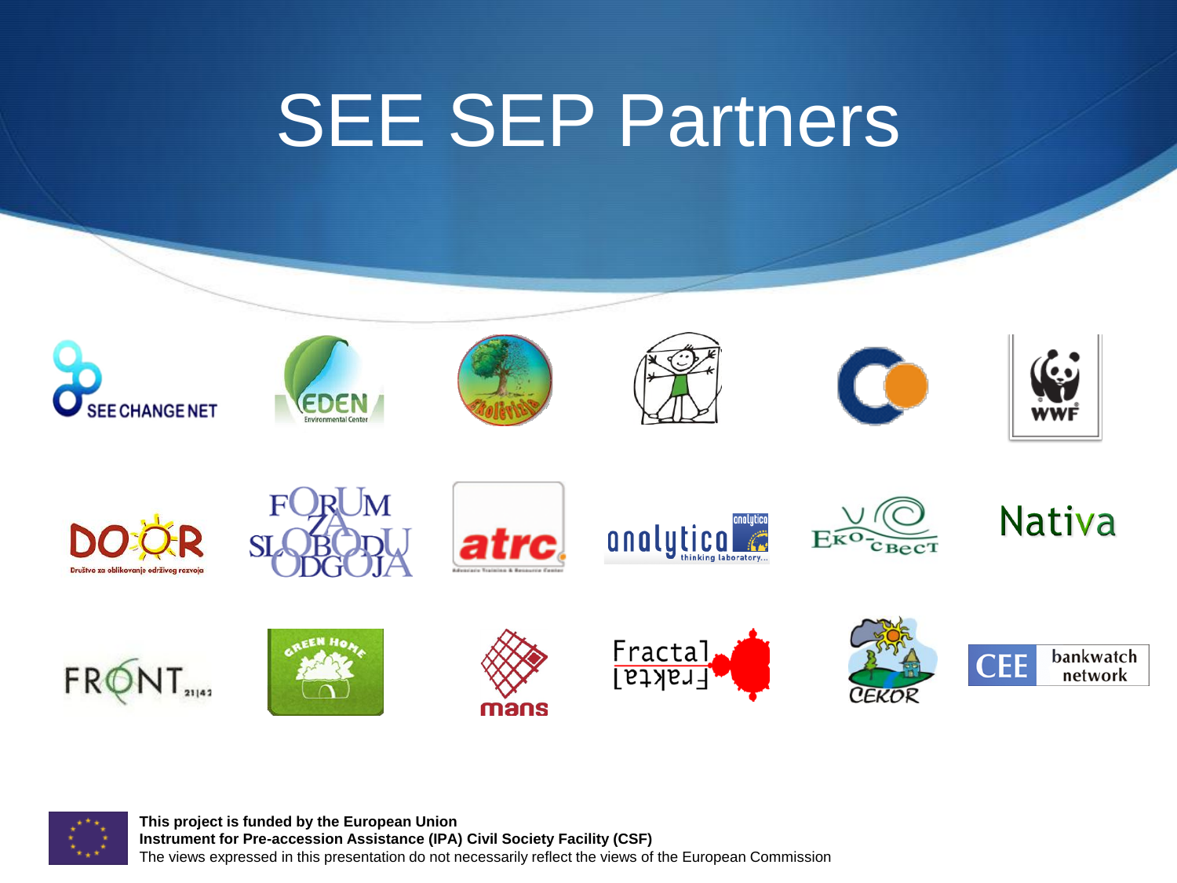# SEE SEP Partners

SEE CHANGE NET

EDEN Environmental Center

Ekolevizija

WWF

DOOR Društvo za oblikovanje održivog razvoja

FORUM ZA SLOBODU ODGOJA

atrc Advocacy Training & Resource Center

analytica thinking laboratory...

Еко-свест

Nativa

FRONT 21|42

GREEN HOME

mans

Fractal

CEKOR

CEE bankwatch network

**This project is funded by the European Union**
**Instrument for Pre-accession Assistance (IPA) Civil Society Facility (CSF)**
The views expressed in this presentation do not necessarily reflect the views of the European Commission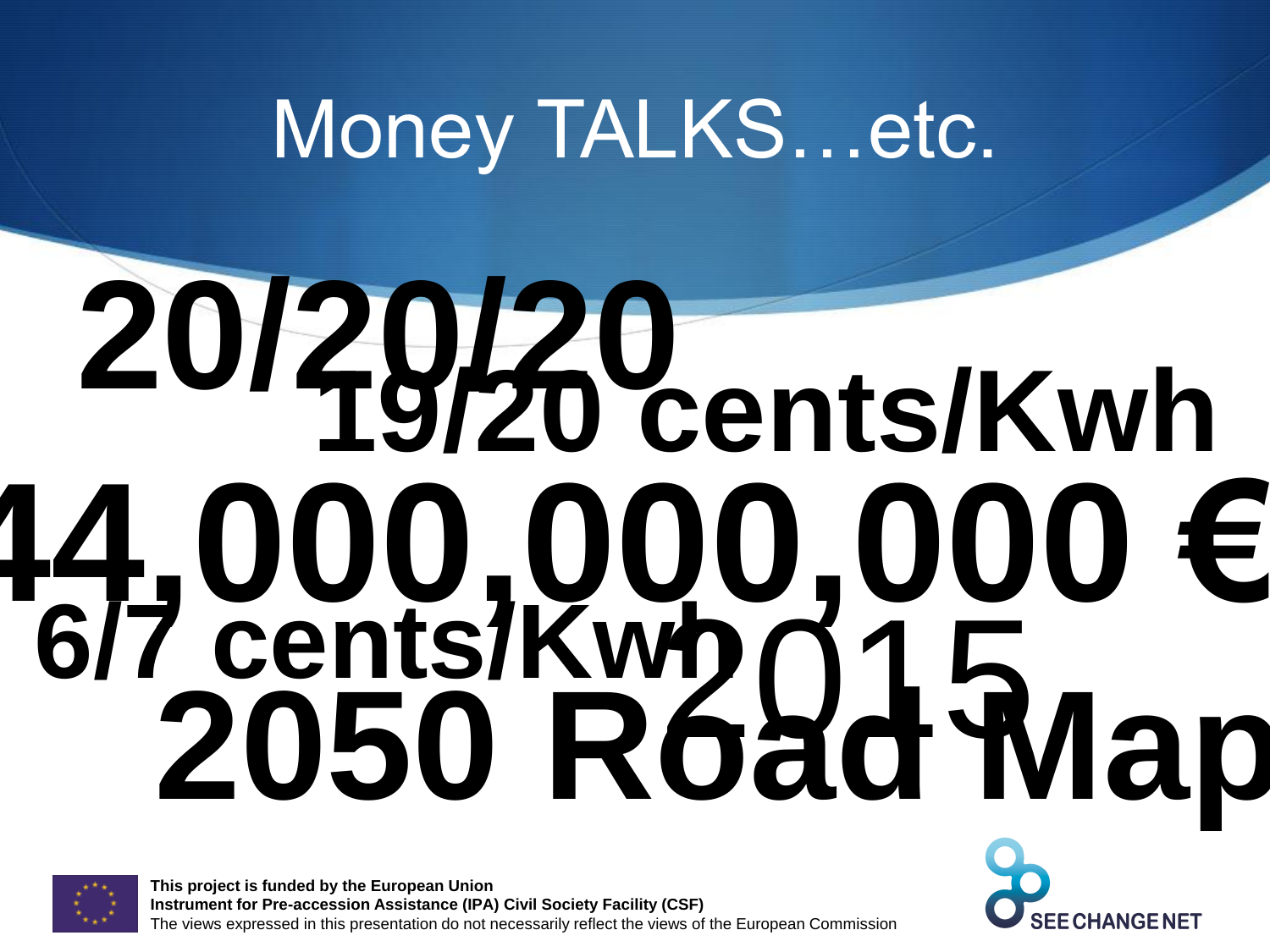# Money TALKS…etc.

**20/20/20**

**19/20 cents/Kwh**

**44,000,000,000 €**

**6/7 cents/Kwh**

2015

**2050 Road Map**

**This project is funded by the European Union**
**Instrument for Pre-accession Assistance (IPA) Civil Society Facility (CSF)**
The views expressed in this presentation do not necessarily reflect the views of the European Commission

SEE CHANGE NET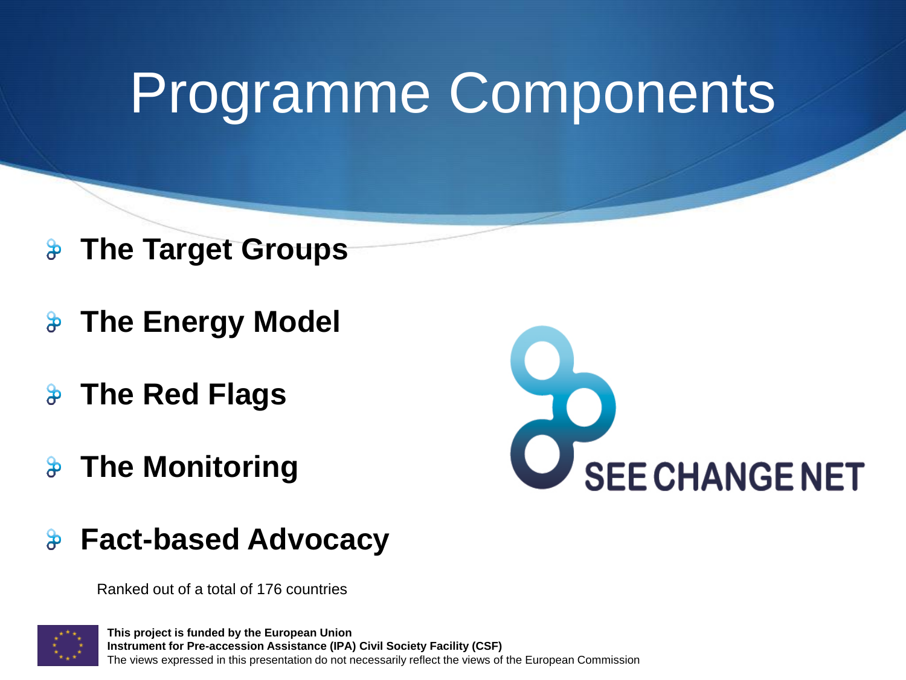# Programme Components

- **The Target Groups**
- **The Energy Model**
- **The Red Flags**
- **The Monitoring**
- **Fact-based Advocacy**

SEE CHANGE NET

Ranked out of a total of 176 countries

**This project is funded by the European Union**
**Instrument for Pre-accession Assistance (IPA) Civil Society Facility (CSF)**
The views expressed in this presentation do not necessarily reflect the views of the European Commission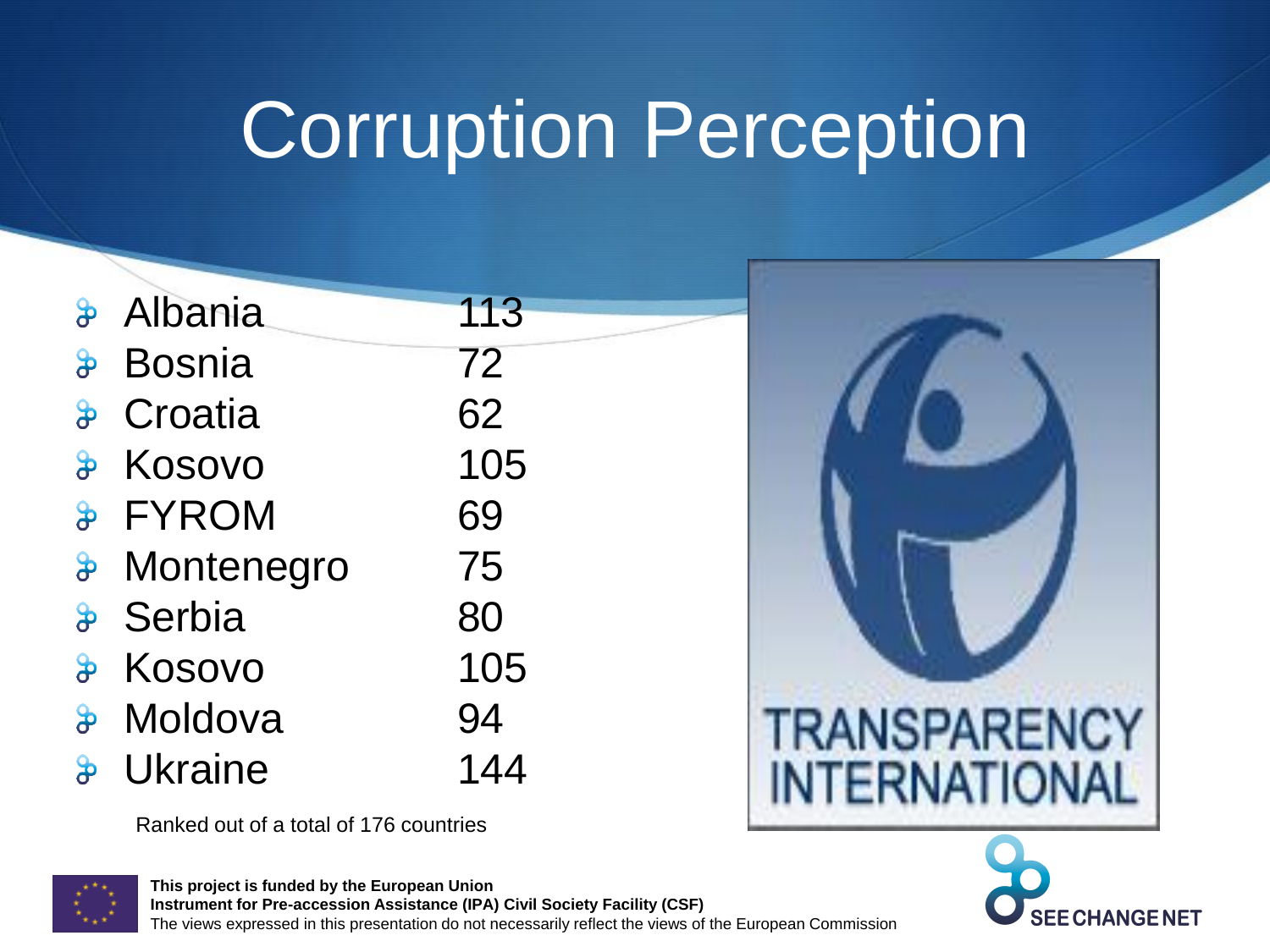# Corruption Perception

| Country | Rank |
|---|---|
| Albania | 113 |
| Bosnia | 72 |
| Croatia | 62 |
| Kosovo | 105 |
| FYROM | 69 |
| Montenegro | 75 |
| Serbia | 80 |
| Kosovo | 105 |
| Moldova | 94 |
| Ukraine | 144 |

Ranked out of a total of 176 countries

TRANSPARENCY INTERNATIONAL

**This project is funded by the European Union**
**Instrument for Pre-accession Assistance (IPA) Civil Society Facility (CSF)**
The views expressed in this presentation do not necessarily reflect the views of the European Commission

SEE CHANGE NET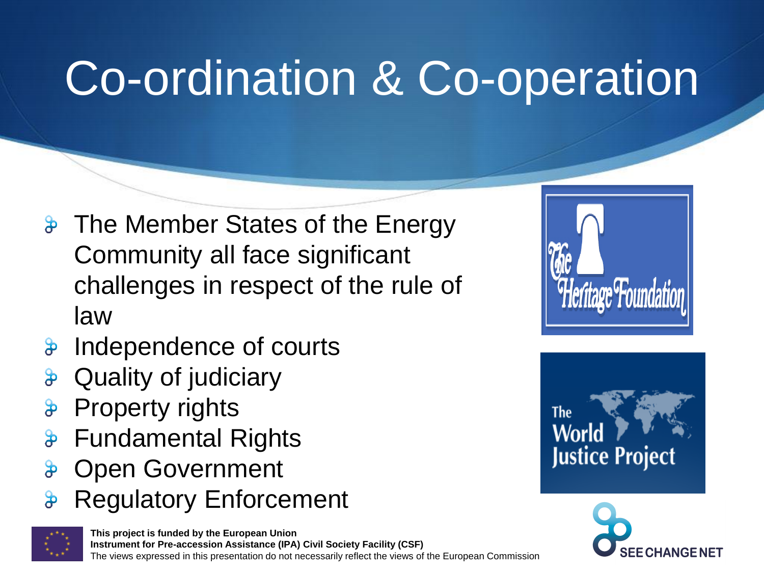# Co-ordination & Co-operation

- The Member States of the Energy Community all face significant challenges in respect of the rule of law
- Independence of courts
- Quality of judiciary
- Property rights
- Fundamental Rights
- Open Government
- Regulatory Enforcement

**This project is funded by the European Union**
**Instrument for Pre-accession Assistance (IPA) Civil Society Facility (CSF)**
The views expressed in this presentation do not necessarily reflect the views of the European Commission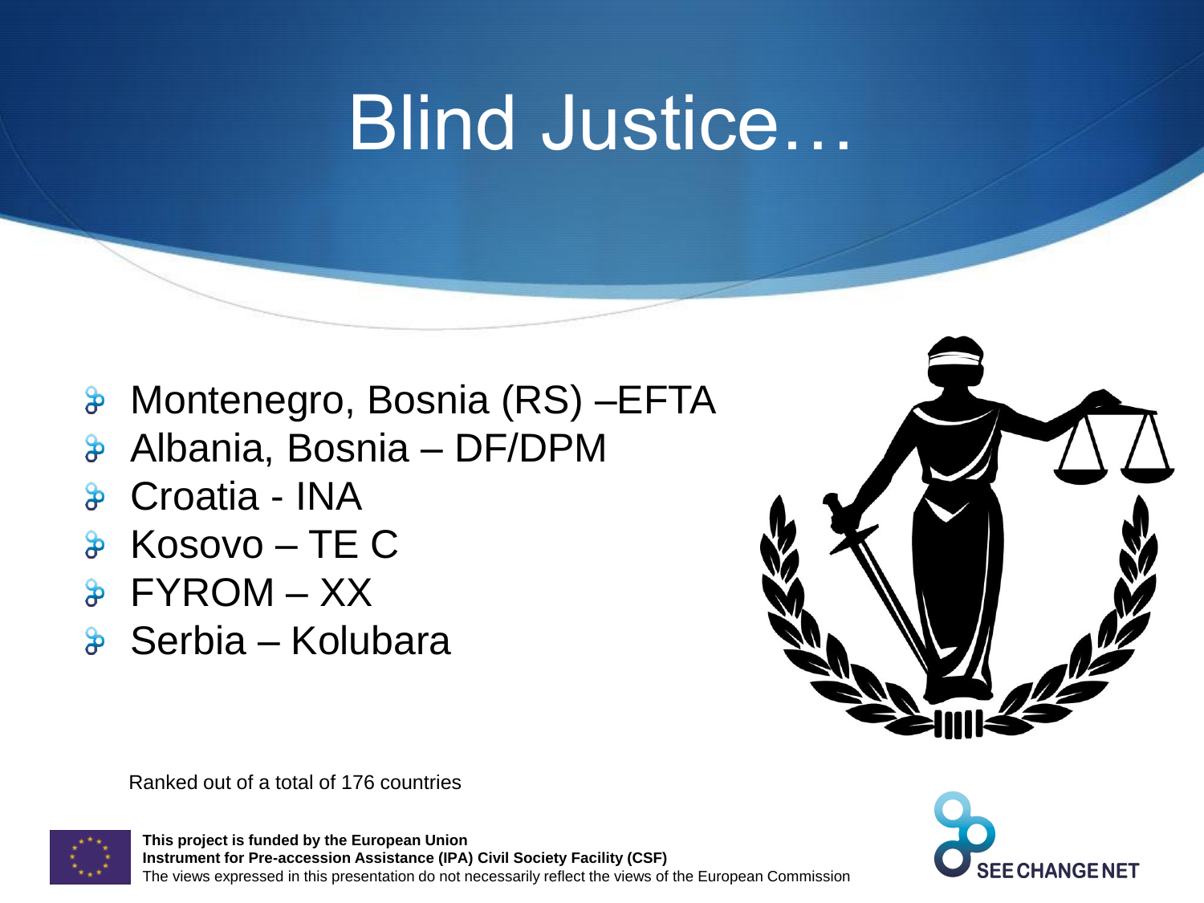# Blind Justice…

- Montenegro, Bosnia (RS) –EFTA
- Albania, Bosnia – DF/DPM
- Croatia - INA
- Kosovo – TE C
- FYROM – XX
- Serbia – Kolubara

Ranked out of a total of 176 countries

**This project is funded by the European Union**
**Instrument for Pre-accession Assistance (IPA) Civil Society Facility (CSF)**
The views expressed in this presentation do not necessarily reflect the views of the European Commission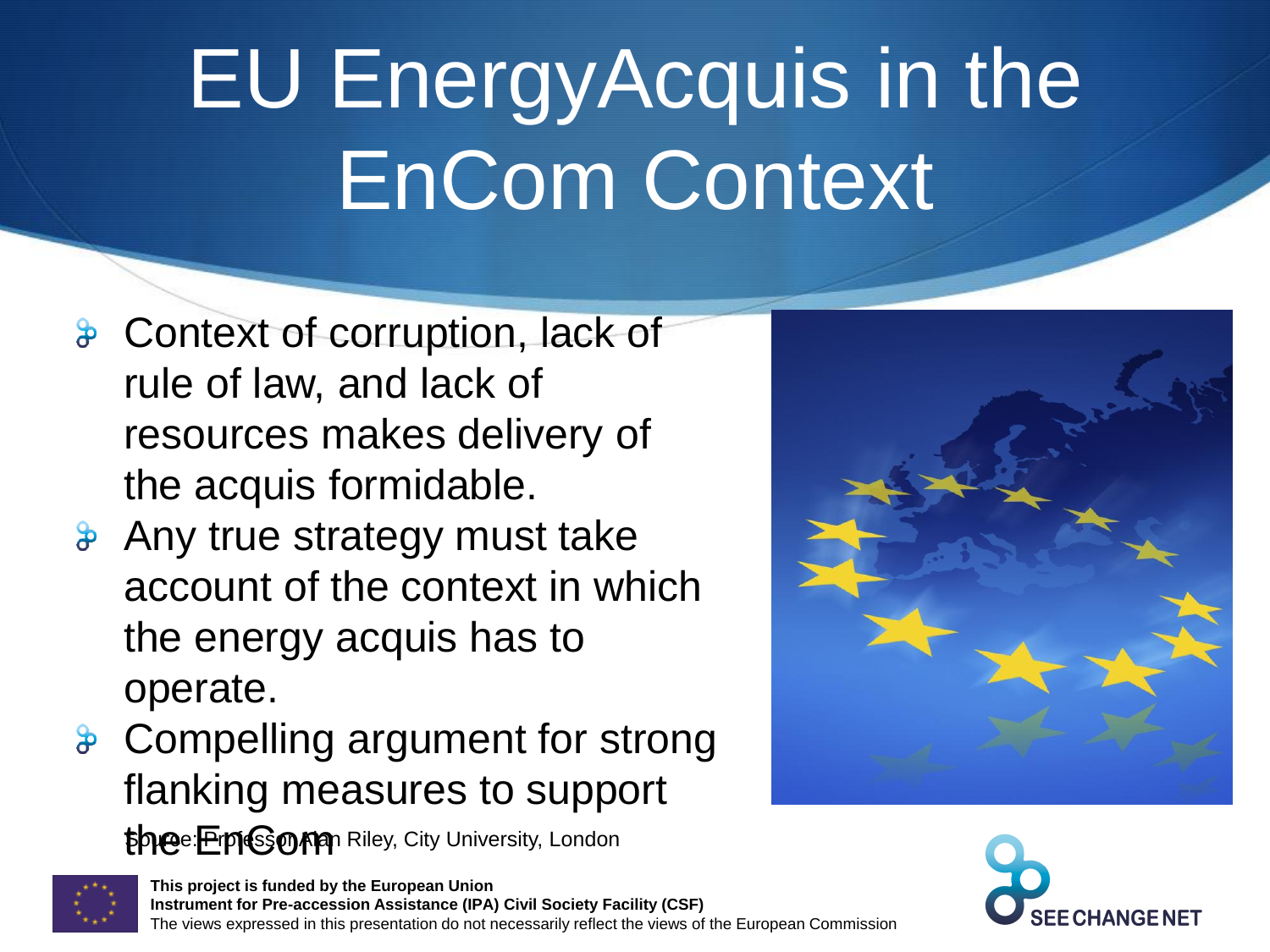# EU EnergyAcquis in the EnCom Context

- Context of corruption, lack of rule of law, and lack of resources makes delivery of the acquis formidable.
- Any true strategy must take account of the context in which the energy acquis has to operate.
- Compelling argument for strong flanking measures to support the EnCom

Source: Professor Alan Riley, City University, London

**This project is funded by the European Union**
**Instrument for Pre-accession Assistance (IPA) Civil Society Facility (CSF)**
The views expressed in this presentation do not necessarily reflect the views of the European Commission

SEE CHANGE NET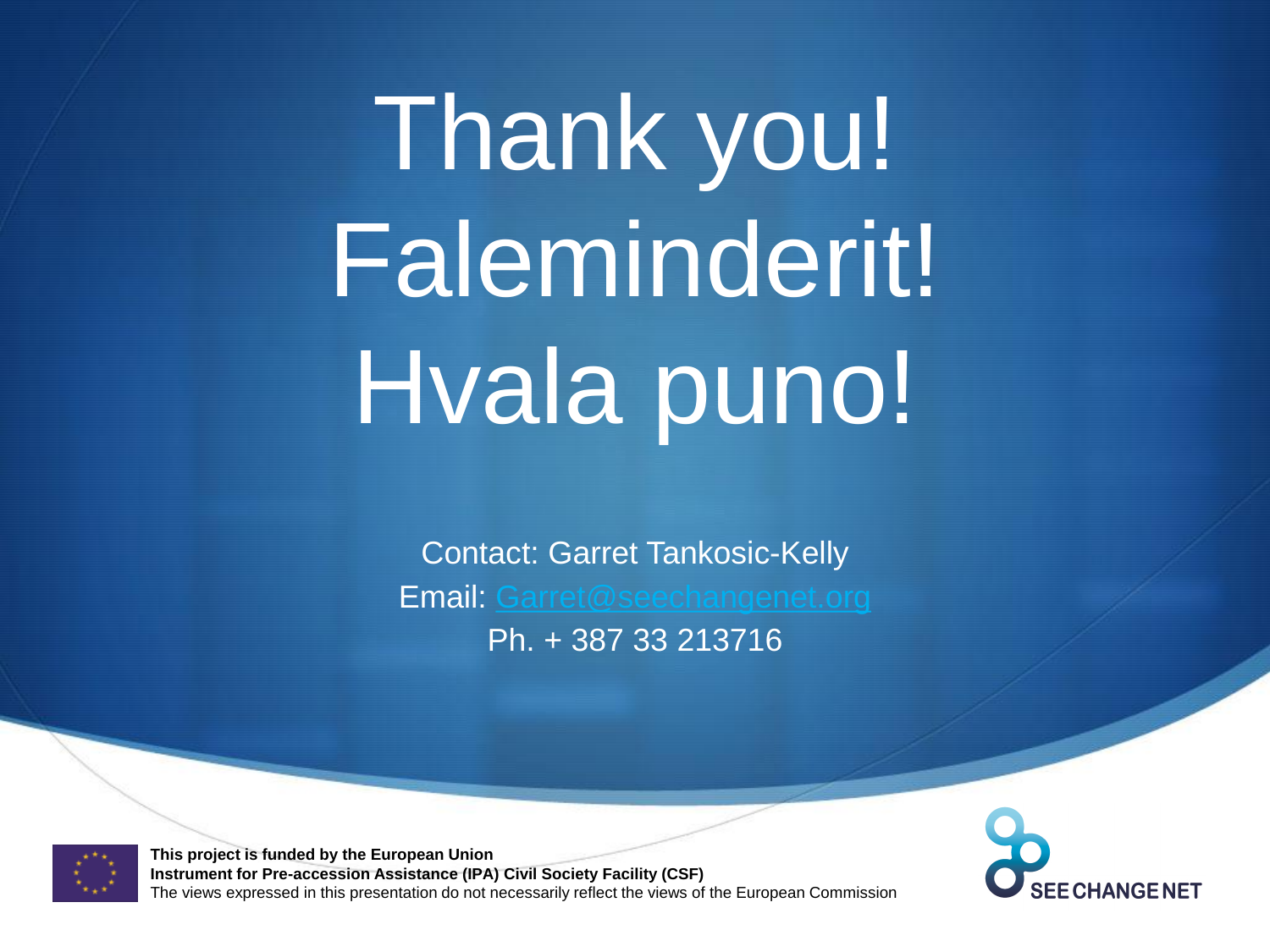# Thank you!
# Faleminderit!
# Hvala puno!

Contact: Garret Tankosic-Kelly

Email: Garret@seechangenet.org

Ph. + 387 33 213716

**This project is funded by the European Union**
**Instrument for Pre-accession Assistance (IPA) Civil Society Facility (CSF)**
The views expressed in this presentation do not necessarily reflect the views of the European Commission

SEE CHANGE NET